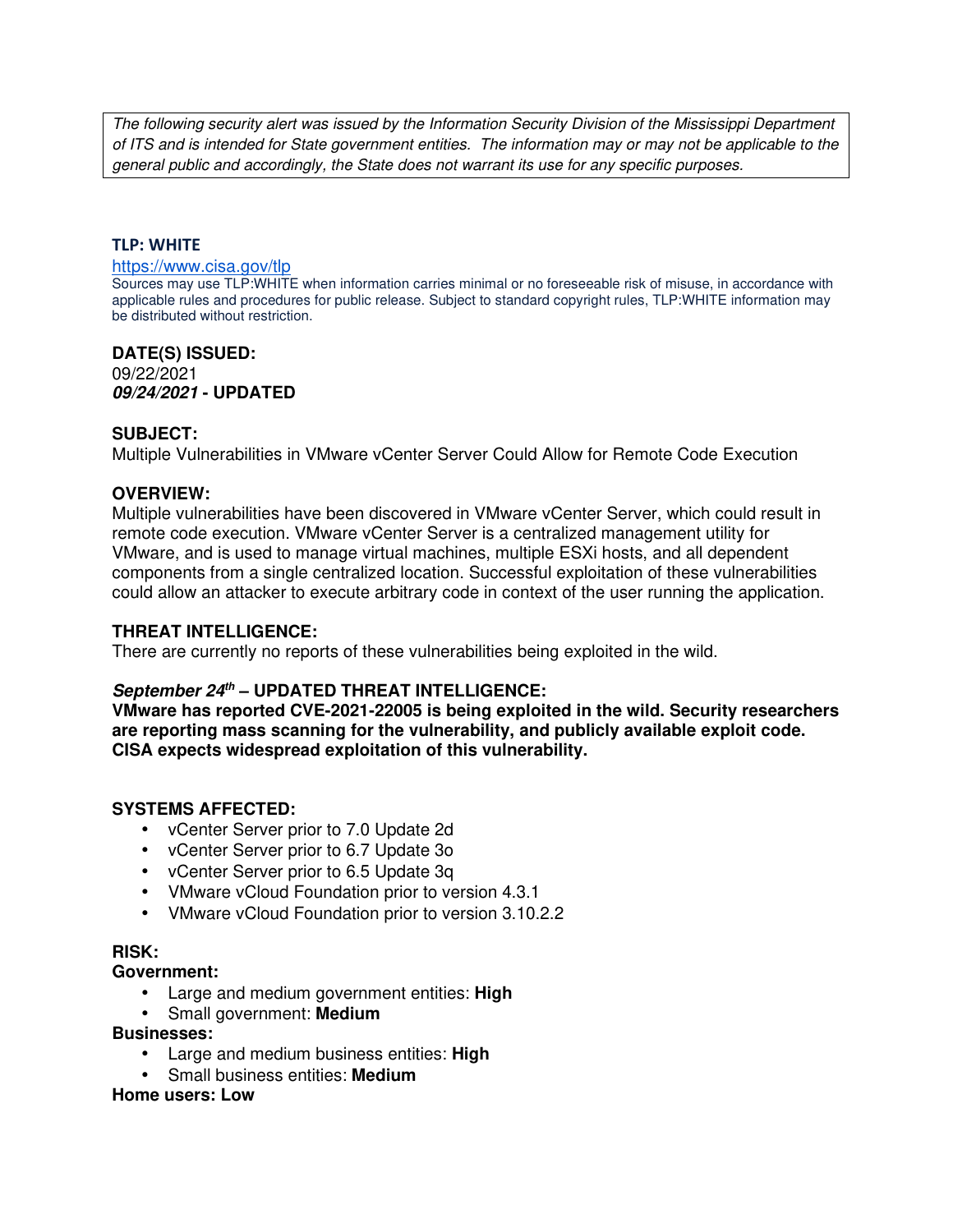*The following security alert was issued by the Information Security Division of the Mississippi Department of ITS and is intended for State government entities. The information may or may not be applicable to the general public and accordingly, the State does not warrant its use for any specific purposes.*

**TLP: WHITE**

https://www.cisa.gov/tlp

Sources may use TLP:WHITE when information carries minimal or no foreseeable risk of misuse, in accordance with applicable rules and procedures for public release. Subject to standard copyright rules, TLP:WHITE information may be distributed without restriction.

**DATE(S) ISSUED:**

09/22/2021

***09/24/2021*** **- UPDATED**

**SUBJECT:**

Multiple Vulnerabilities in VMware vCenter Server Could Allow for Remote Code Execution

**OVERVIEW:**

Multiple vulnerabilities have been discovered in VMware vCenter Server, which could result in remote code execution. VMware vCenter Server is a centralized management utility for VMware, and is used to manage virtual machines, multiple ESXi hosts, and all dependent components from a single centralized location. Successful exploitation of these vulnerabilities could allow an attacker to execute arbitrary code in context of the user running the application.

**THREAT INTELLIGENCE:**

There are currently no reports of these vulnerabilities being exploited in the wild.

***September 24th*** **– UPDATED THREAT INTELLIGENCE:**

**VMware has reported CVE-2021-22005 is being exploited in the wild. Security researchers are reporting mass scanning for the vulnerability, and publicly available exploit code. CISA expects widespread exploitation of this vulnerability.**

**SYSTEMS AFFECTED:**

- vCenter Server prior to 7.0 Update 2d
- vCenter Server prior to 6.7 Update 3o
- vCenter Server prior to 6.5 Update 3q
- VMware vCloud Foundation prior to version 4.3.1
- VMware vCloud Foundation prior to version 3.10.2.2

**RISK:**

**Government:**

- Large and medium government entities: **High**
- Small government: **Medium**

**Businesses:**

- Large and medium business entities: **High**
- Small business entities: **Medium**

**Home users: Low**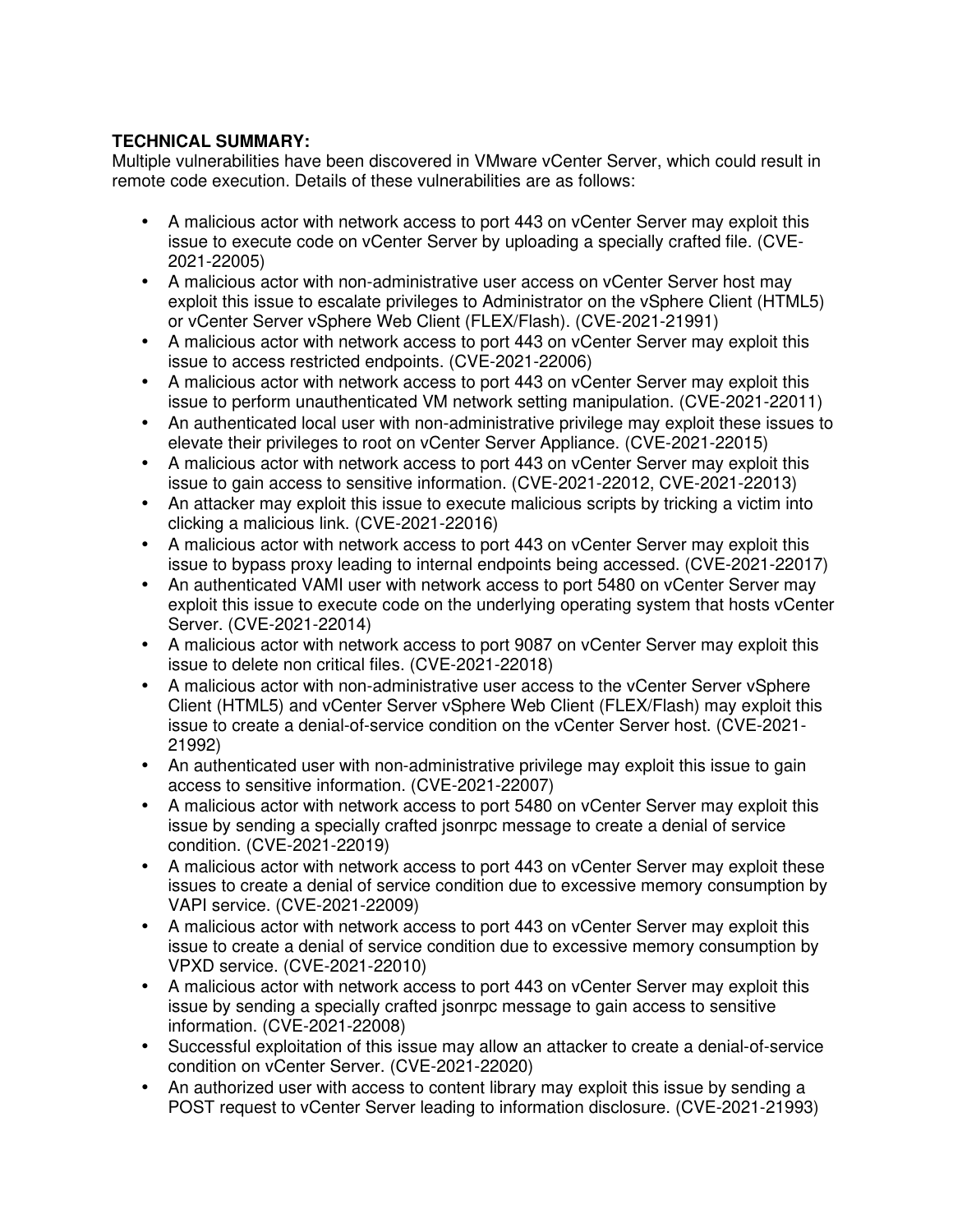**TECHNICAL SUMMARY:**
Multiple vulnerabilities have been discovered in VMware vCenter Server, which could result in remote code execution. Details of these vulnerabilities are as follows:

- A malicious actor with network access to port 443 on vCenter Server may exploit this issue to execute code on vCenter Server by uploading a specially crafted file. (CVE-2021-22005)
- A malicious actor with non-administrative user access on vCenter Server host may exploit this issue to escalate privileges to Administrator on the vSphere Client (HTML5) or vCenter Server vSphere Web Client (FLEX/Flash). (CVE-2021-21991)
- A malicious actor with network access to port 443 on vCenter Server may exploit this issue to access restricted endpoints. (CVE-2021-22006)
- A malicious actor with network access to port 443 on vCenter Server may exploit this issue to perform unauthenticated VM network setting manipulation. (CVE-2021-22011)
- An authenticated local user with non-administrative privilege may exploit these issues to elevate their privileges to root on vCenter Server Appliance. (CVE-2021-22015)
- A malicious actor with network access to port 443 on vCenter Server may exploit this issue to gain access to sensitive information. (CVE-2021-22012, CVE-2021-22013)
- An attacker may exploit this issue to execute malicious scripts by tricking a victim into clicking a malicious link. (CVE-2021-22016)
- A malicious actor with network access to port 443 on vCenter Server may exploit this issue to bypass proxy leading to internal endpoints being accessed. (CVE-2021-22017)
- An authenticated VAMI user with network access to port 5480 on vCenter Server may exploit this issue to execute code on the underlying operating system that hosts vCenter Server. (CVE-2021-22014)
- A malicious actor with network access to port 9087 on vCenter Server may exploit this issue to delete non critical files. (CVE-2021-22018)
- A malicious actor with non-administrative user access to the vCenter Server vSphere Client (HTML5) and vCenter Server vSphere Web Client (FLEX/Flash) may exploit this issue to create a denial-of-service condition on the vCenter Server host. (CVE-2021-21992)
- An authenticated user with non-administrative privilege may exploit this issue to gain access to sensitive information. (CVE-2021-22007)
- A malicious actor with network access to port 5480 on vCenter Server may exploit this issue by sending a specially crafted jsonrpc message to create a denial of service condition. (CVE-2021-22019)
- A malicious actor with network access to port 443 on vCenter Server may exploit these issues to create a denial of service condition due to excessive memory consumption by VAPI service. (CVE-2021-22009)
- A malicious actor with network access to port 443 on vCenter Server may exploit this issue to create a denial of service condition due to excessive memory consumption by VPXD service. (CVE-2021-22010)
- A malicious actor with network access to port 443 on vCenter Server may exploit this issue by sending a specially crafted jsonrpc message to gain access to sensitive information. (CVE-2021-22008)
- Successful exploitation of this issue may allow an attacker to create a denial-of-service condition on vCenter Server. (CVE-2021-22020)
- An authorized user with access to content library may exploit this issue by sending a POST request to vCenter Server leading to information disclosure. (CVE-2021-21993)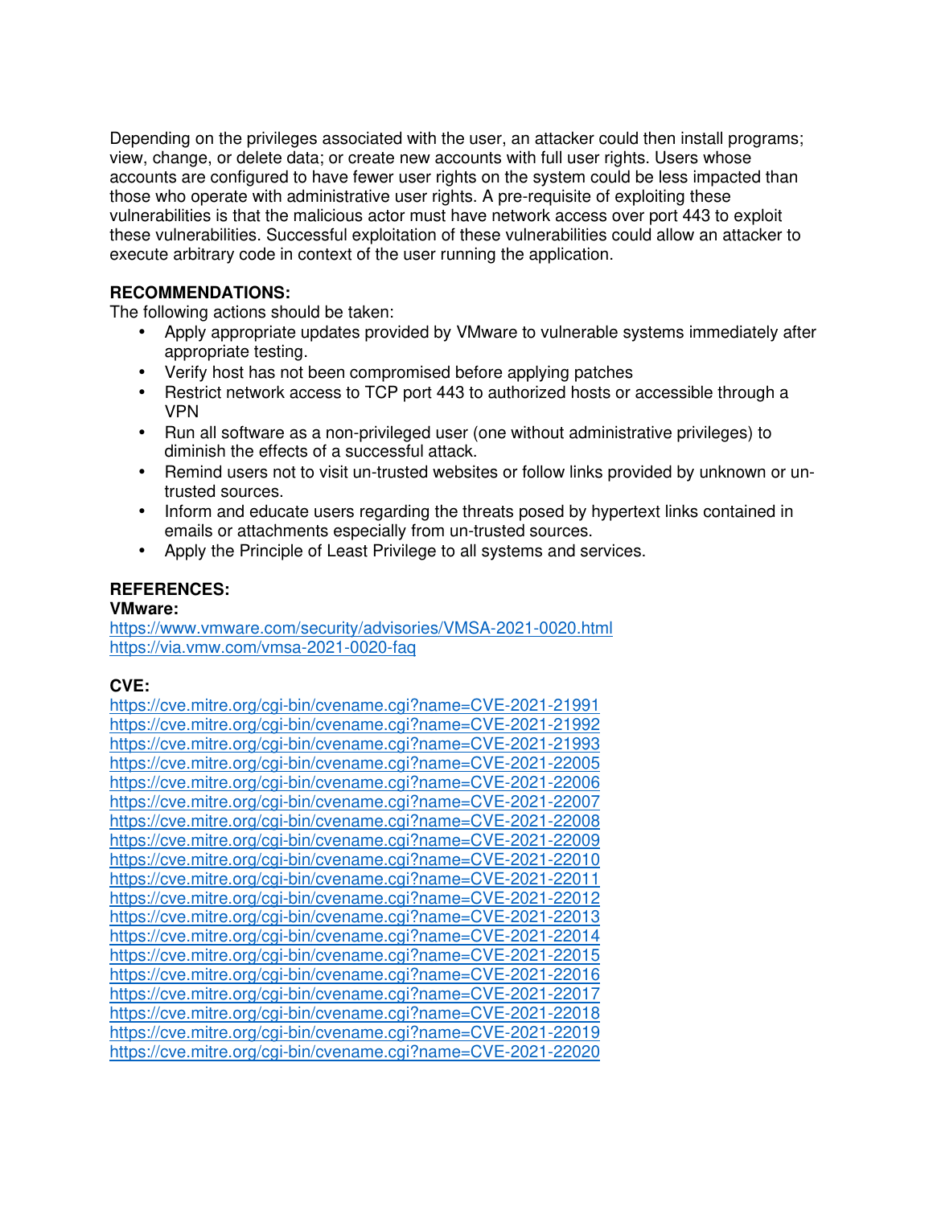Depending on the privileges associated with the user, an attacker could then install programs; view, change, or delete data; or create new accounts with full user rights. Users whose accounts are configured to have fewer user rights on the system could be less impacted than those who operate with administrative user rights. A pre-requisite of exploiting these vulnerabilities is that the malicious actor must have network access over port 443 to exploit these vulnerabilities. Successful exploitation of these vulnerabilities could allow an attacker to execute arbitrary code in context of the user running the application.

**RECOMMENDATIONS:**

The following actions should be taken:

- Apply appropriate updates provided by VMware to vulnerable systems immediately after appropriate testing.
- Verify host has not been compromised before applying patches
- Restrict network access to TCP port 443 to authorized hosts or accessible through a VPN
- Run all software as a non-privileged user (one without administrative privileges) to diminish the effects of a successful attack.
- Remind users not to visit un-trusted websites or follow links provided by unknown or un-trusted sources.
- Inform and educate users regarding the threats posed by hypertext links contained in emails or attachments especially from un-trusted sources.
- Apply the Principle of Least Privilege to all systems and services.

**REFERENCES:**

**VMware:**

https://www.vmware.com/security/advisories/VMSA-2021-0020.html
https://via.vmw.com/vmsa-2021-0020-faq

**CVE:**

https://cve.mitre.org/cgi-bin/cvename.cgi?name=CVE-2021-21991
https://cve.mitre.org/cgi-bin/cvename.cgi?name=CVE-2021-21992
https://cve.mitre.org/cgi-bin/cvename.cgi?name=CVE-2021-21993
https://cve.mitre.org/cgi-bin/cvename.cgi?name=CVE-2021-22005
https://cve.mitre.org/cgi-bin/cvename.cgi?name=CVE-2021-22006
https://cve.mitre.org/cgi-bin/cvename.cgi?name=CVE-2021-22007
https://cve.mitre.org/cgi-bin/cvename.cgi?name=CVE-2021-22008
https://cve.mitre.org/cgi-bin/cvename.cgi?name=CVE-2021-22009
https://cve.mitre.org/cgi-bin/cvename.cgi?name=CVE-2021-22010
https://cve.mitre.org/cgi-bin/cvename.cgi?name=CVE-2021-22011
https://cve.mitre.org/cgi-bin/cvename.cgi?name=CVE-2021-22012
https://cve.mitre.org/cgi-bin/cvename.cgi?name=CVE-2021-22013
https://cve.mitre.org/cgi-bin/cvename.cgi?name=CVE-2021-22014
https://cve.mitre.org/cgi-bin/cvename.cgi?name=CVE-2021-22015
https://cve.mitre.org/cgi-bin/cvename.cgi?name=CVE-2021-22016
https://cve.mitre.org/cgi-bin/cvename.cgi?name=CVE-2021-22017
https://cve.mitre.org/cgi-bin/cvename.cgi?name=CVE-2021-22018
https://cve.mitre.org/cgi-bin/cvename.cgi?name=CVE-2021-22019
https://cve.mitre.org/cgi-bin/cvename.cgi?name=CVE-2021-22020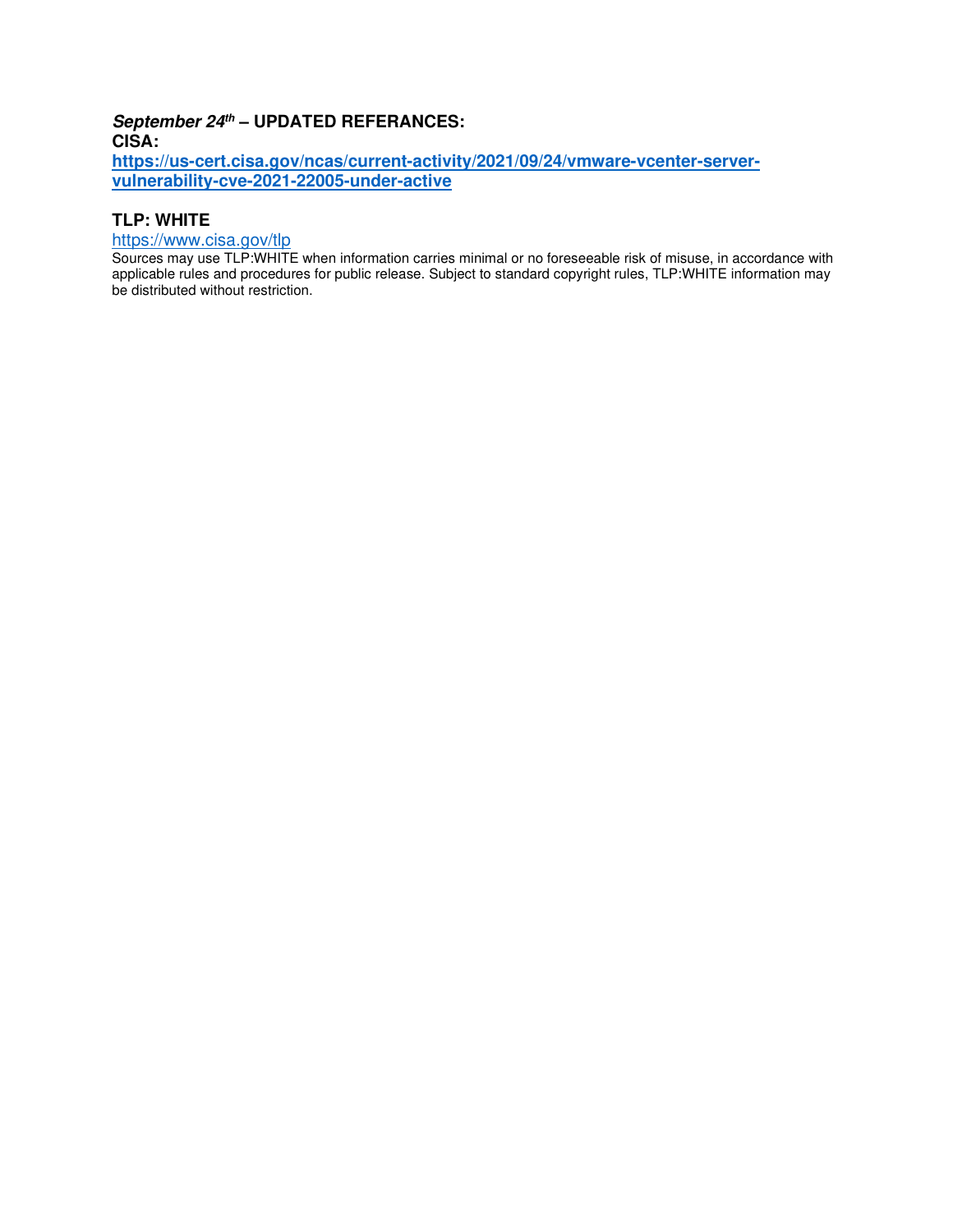***September 24th*** **– UPDATED REFERANCES:**

**CISA:**

**https://us-cert.cisa.gov/ncas/current-activity/2021/09/24/vmware-vcenter-server-vulnerability-cve-2021-22005-under-active**

**TLP: WHITE**

https://www.cisa.gov/tlp

Sources may use TLP:WHITE when information carries minimal or no foreseeable risk of misuse, in accordance with applicable rules and procedures for public release. Subject to standard copyright rules, TLP:WHITE information may be distributed without restriction.